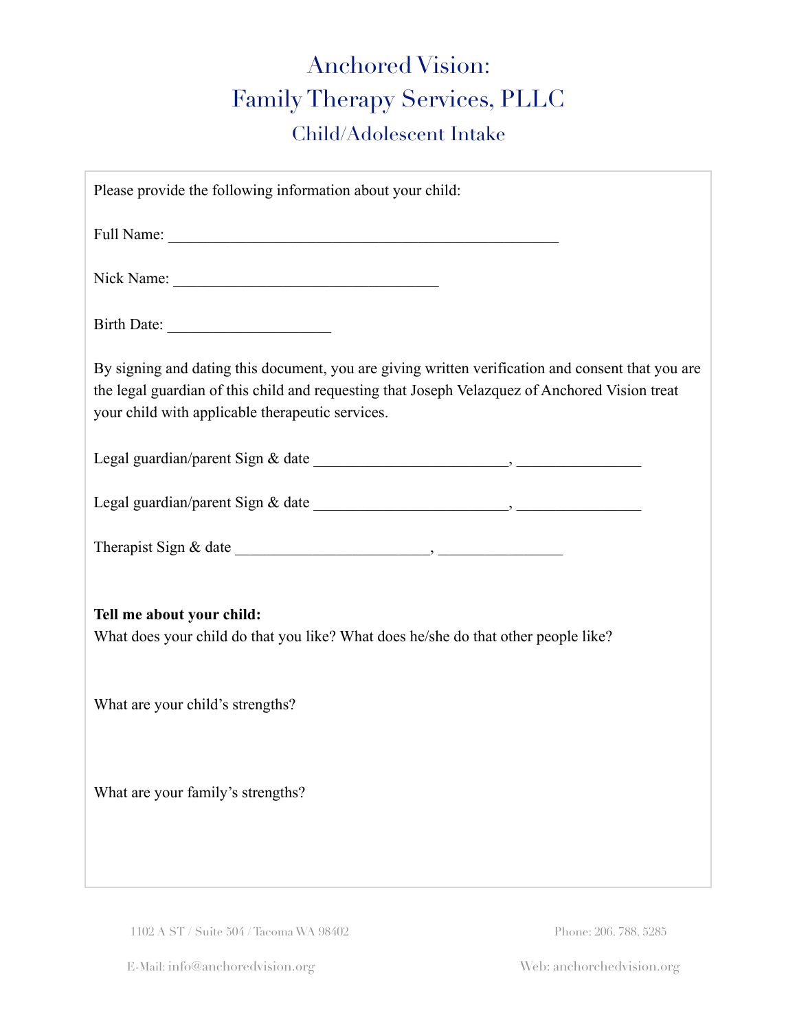# Anchored Vision:
# Family Therapy Services, PLLC
## Child/Adolescent Intake

Please provide the following information about your child:

Full Name: ____________________________________________________

Nick Name: ___________________________________

Birth Date: _____________________

By signing and dating this document, you are giving written verification and consent that you are the legal guardian of this child and requesting that Joseph Velazquez of Anchored Vision treat your child with applicable therapeutic services.

Legal guardian/parent Sign & date _________________________, ________________

Legal guardian/parent Sign & date _________________________, ________________

Therapist Sign & date _________________________, ________________

**Tell me about your child:**

What does your child do that you like? What does he/she do that other people like?

What are your child's strengths?

What are your family's strengths?

1102 A ST / Suite 504 / Tacoma WA 98402

Phone: 206. 788. 5285

E-Mail: info@anchoredvision.org

Web: anchorchedvision.org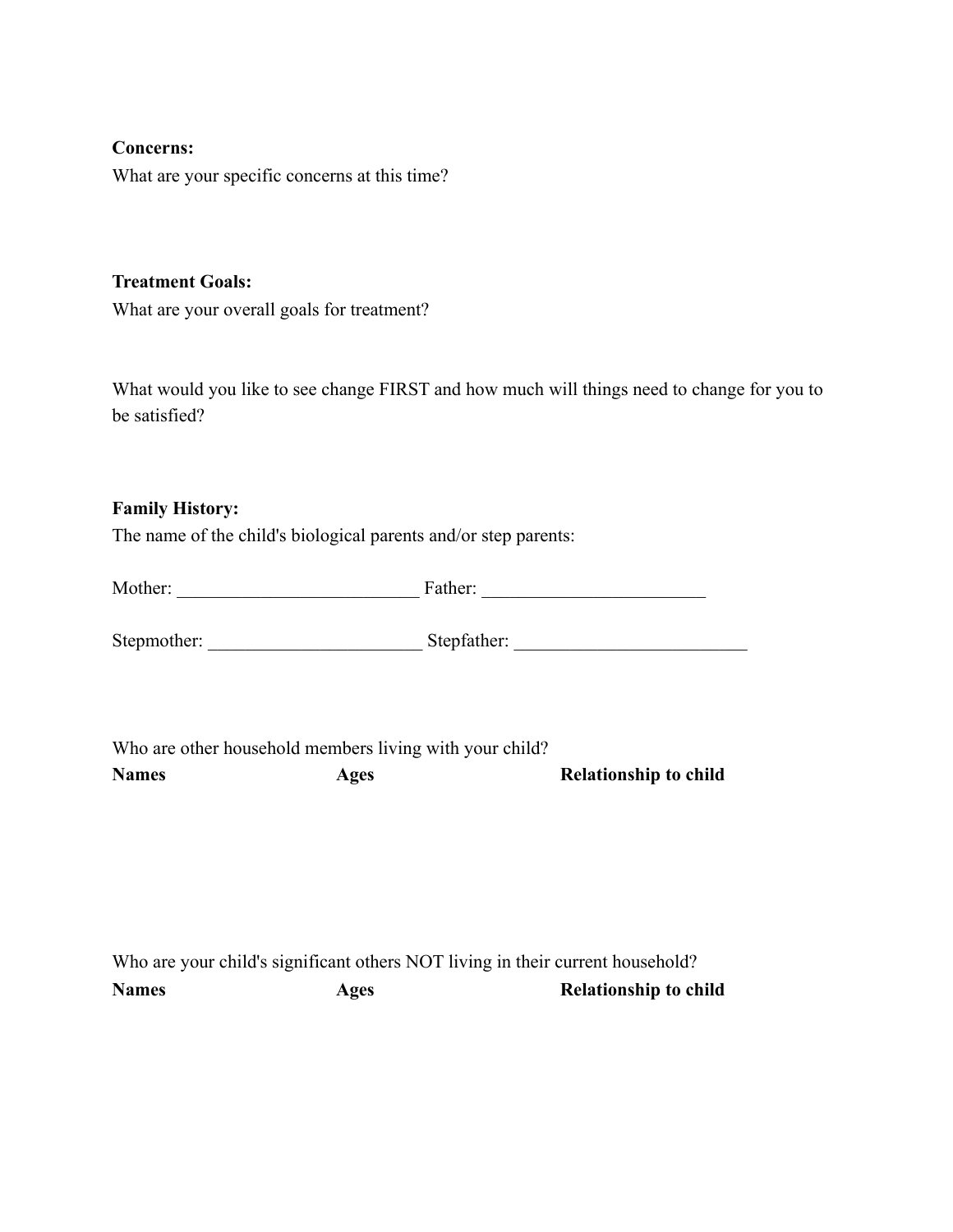**Concerns:**

What are your specific concerns at this time?

**Treatment Goals:**

What are your overall goals for treatment?

What would you like to see change FIRST and how much will things need to change for you to be satisfied?

**Family History:**

The name of the child's biological parents and/or step parents:

Mother: __________________________ Father: ________________________

Stepmother: _______________________ Stepfather: _________________________

Who are other household members living with your child?

| Names | Ages | Relationship to child |
|---|---|---|
| | | |

Who are your child's significant others NOT living in their current household?

| Names | Ages | Relationship to child |
|---|---|---|
| | | |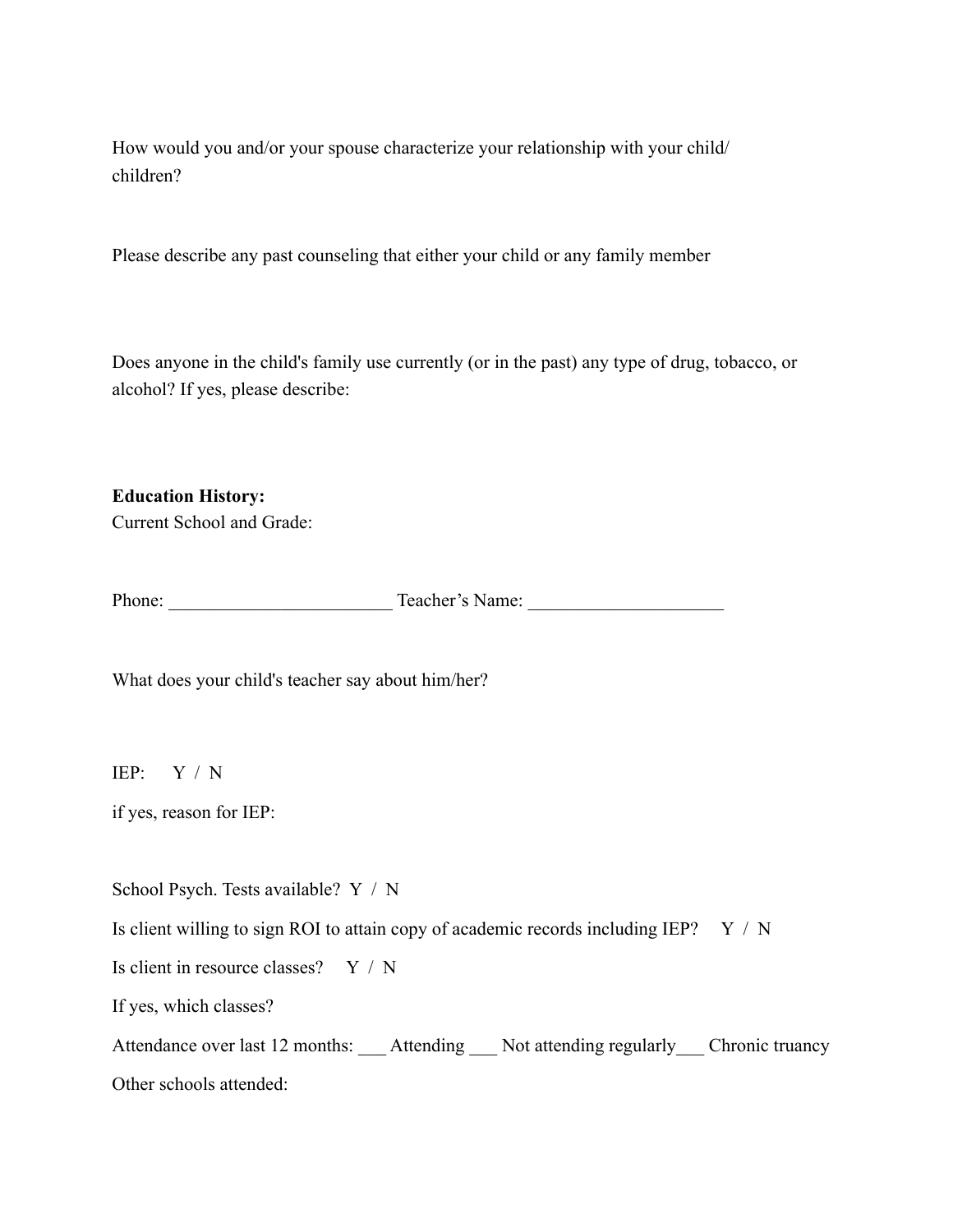How would you and/or your spouse characterize your relationship with your child/ children?

Please describe any past counseling that either your child or any family member

Does anyone in the child's family use currently (or in the past) any type of drug, tobacco, or alcohol? If yes, please describe:

**Education History:**

Current School and Grade:

Phone: ________________________ Teacher's Name: _____________________

What does your child's teacher say about him/her?

IEP: Y / N

if yes, reason for IEP:

School Psych. Tests available? Y / N

Is client willing to sign ROI to attain copy of academic records including IEP? Y / N

Is client in resource classes? Y / N

If yes, which classes?

Attendance over last 12 months: ___ Attending ___ Not attending regularly___ Chronic truancy

Other schools attended: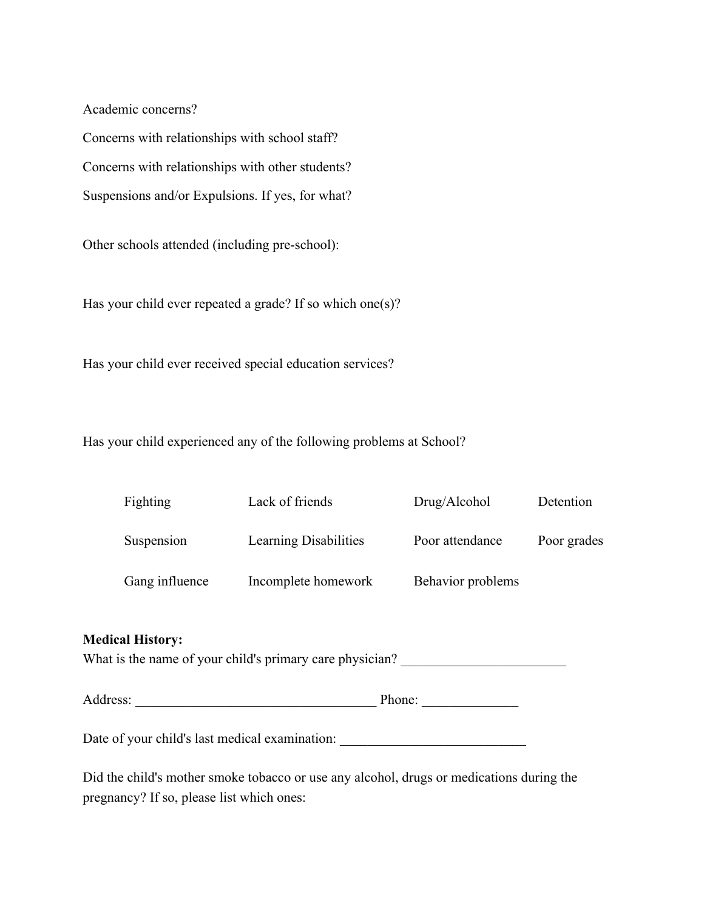Academic concerns?

Concerns with relationships with school staff?

Concerns with relationships with other students?

Suspensions and/or Expulsions. If yes, for what?

Other schools attended (including pre-school):

Has your child ever repeated a grade? If so which one(s)?

Has your child ever received special education services?

Has your child experienced any of the following problems at School?

| | | | |
|---|---|---|---|
| Fighting | Lack of friends | Drug/Alcohol | Detention |
| Suspension | Learning Disabilities | Poor attendance | Poor grades |
| Gang influence | Incomplete homework | Behavior problems | |

**Medical History:**

What is the name of your child's primary care physician? ________________________

Address: ____________________________________ Phone: ______________

Date of your child's last medical examination: ___________________________

Did the child's mother smoke tobacco or use any alcohol, drugs or medications during the pregnancy? If so, please list which ones: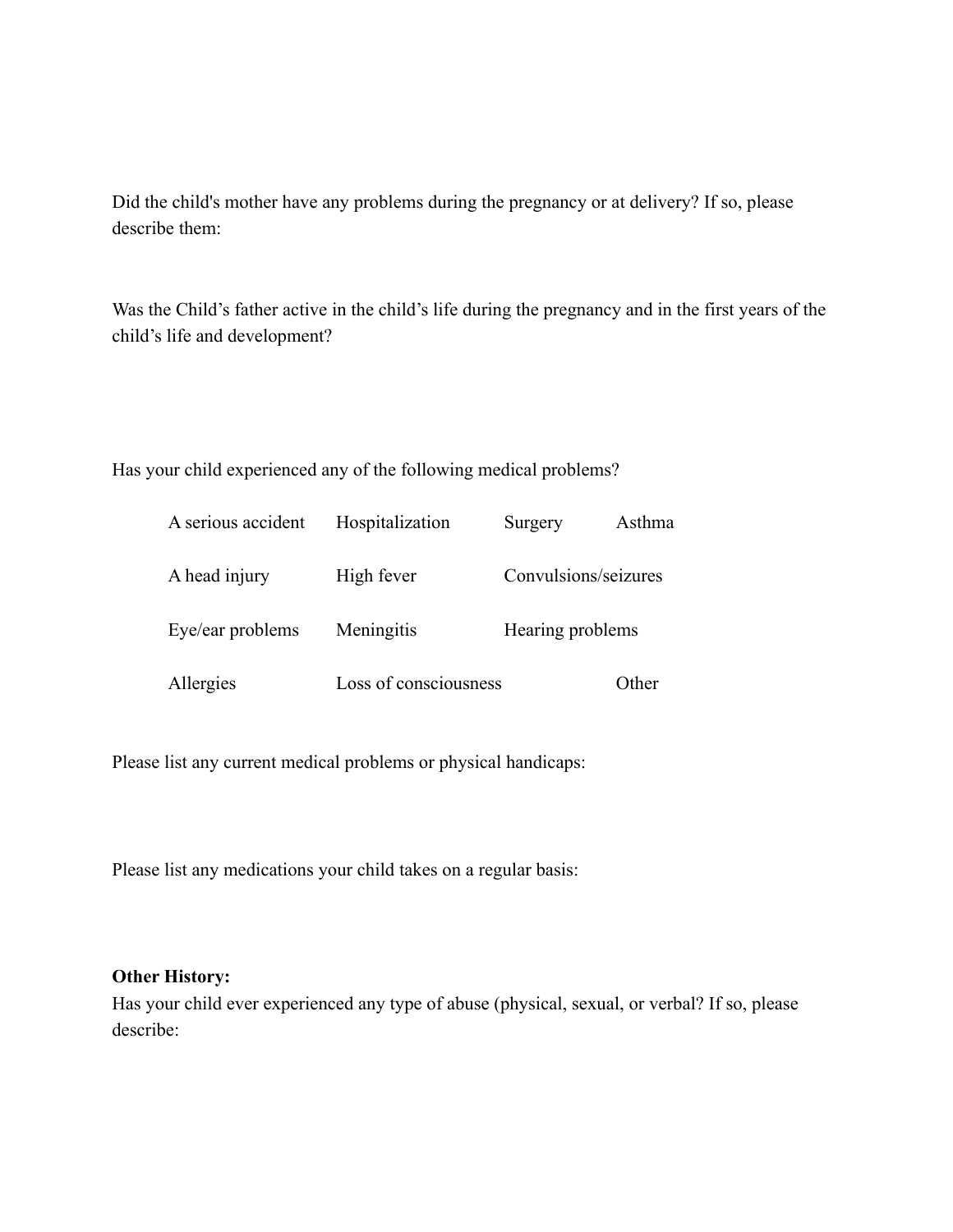Did the child's mother have any problems during the pregnancy or at delivery? If so, please describe them:

Was the Child's father active in the child's life during the pregnancy and in the first years of the child's life and development?

Has your child experienced any of the following medical problems?

| | | | |
|---|---|---|---|
| A serious accident | Hospitalization | Surgery | Asthma |
| A head injury | High fever | Convulsions/seizures | |
| Eye/ear problems | Meningitis | Hearing problems | |
| Allergies | Loss of consciousness | | Other |

Please list any current medical problems or physical handicaps:

Please list any medications your child takes on a regular basis:

**Other History:**

Has your child ever experienced any type of abuse (physical, sexual, or verbal? If so, please describe: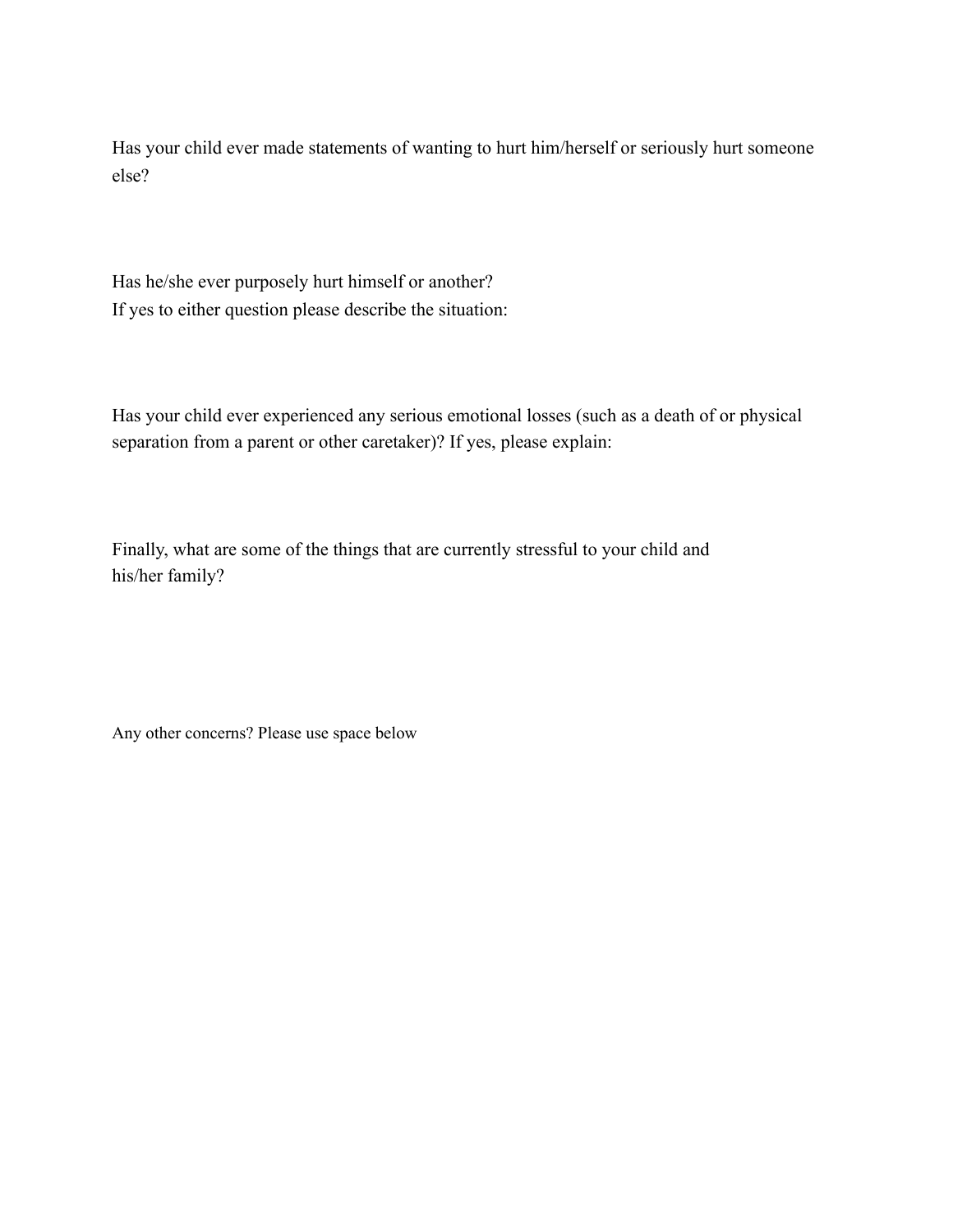Has your child ever made statements of wanting to hurt him/herself or seriously hurt someone else?

Has he/she ever purposely hurt himself or another?
If yes to either question please describe the situation:

Has your child ever experienced any serious emotional losses (such as a death of or physical separation from a parent or other caretaker)? If yes, please explain:

Finally, what are some of the things that are currently stressful to your child and his/her family?

Any other concerns? Please use space below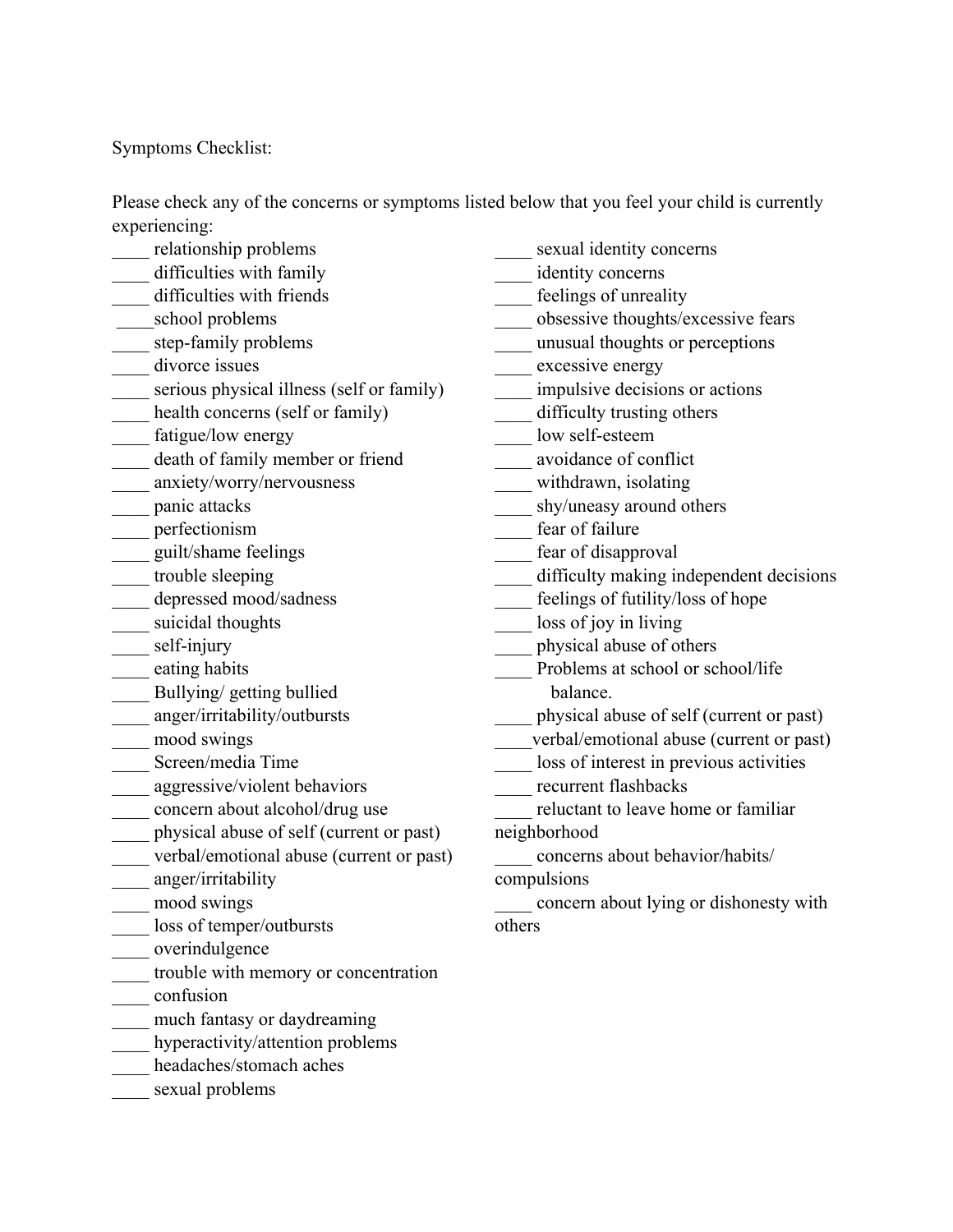Symptoms Checklist:

Please check any of the concerns or symptoms listed below that you feel your child is currently experiencing:

____ relationship problems
____ difficulties with family
____ difficulties with friends
____school problems
____ step-family problems
____ divorce issues
____ serious physical illness (self or family)
____ health concerns (self or family)
____ fatigue/low energy
____ death of family member or friend
____ anxiety/worry/nervousness
____ panic attacks
____ perfectionism
____ guilt/shame feelings
____ trouble sleeping
____ depressed mood/sadness
____ suicidal thoughts
____ self-injury
____ eating habits
____ Bullying/ getting bullied
____ anger/irritability/outbursts
____ mood swings
____ Screen/media Time
____ aggressive/violent behaviors
____ concern about alcohol/drug use
____ physical abuse of self (current or past)
____ verbal/emotional abuse (current or past)
____ anger/irritability
____ mood swings
____ loss of temper/outbursts
____ overindulgence
____ trouble with memory or concentration
____ confusion
____ much fantasy or daydreaming
____ hyperactivity/attention problems
____ headaches/stomach aches
____ sexual problems
____ sexual identity concerns
____ identity concerns
____ feelings of unreality
____ obsessive thoughts/excessive fears
____ unusual thoughts or perceptions
____ excessive energy
____ impulsive decisions or actions
____ difficulty trusting others
____ low self-esteem
____ avoidance of conflict
____ withdrawn, isolating
____ shy/uneasy around others
____ fear of failure
____ fear of disapproval
____ difficulty making independent decisions
____ feelings of futility/loss of hope
____ loss of joy in living
____ physical abuse of others
____ Problems at school or school/life balance.
____ physical abuse of self (current or past)
____verbal/emotional abuse (current or past)
____ loss of interest in previous activities
____ recurrent flashbacks
____ reluctant to leave home or familiar neighborhood
____ concerns about behavior/habits/ compulsions
____ concern about lying or dishonesty with others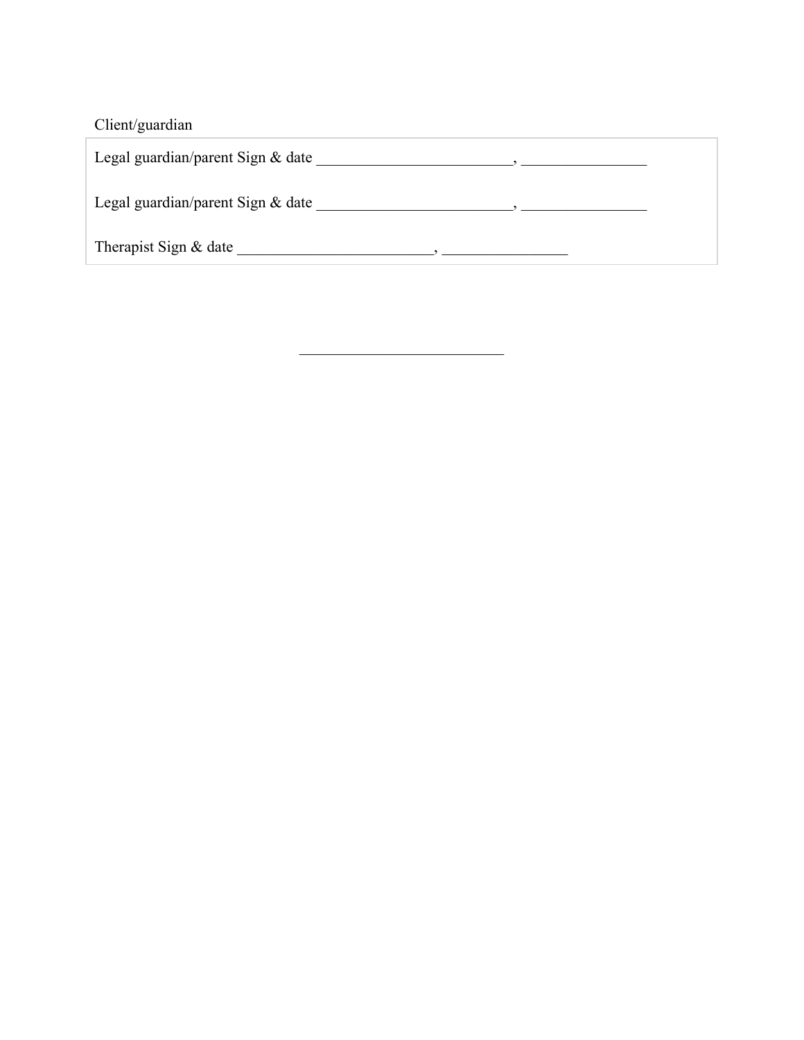Client/guardian

Legal guardian/parent Sign & date _________________________, ________________

Legal guardian/parent Sign & date _________________________, ________________

Therapist Sign & date _________________________, ________________

__________________________